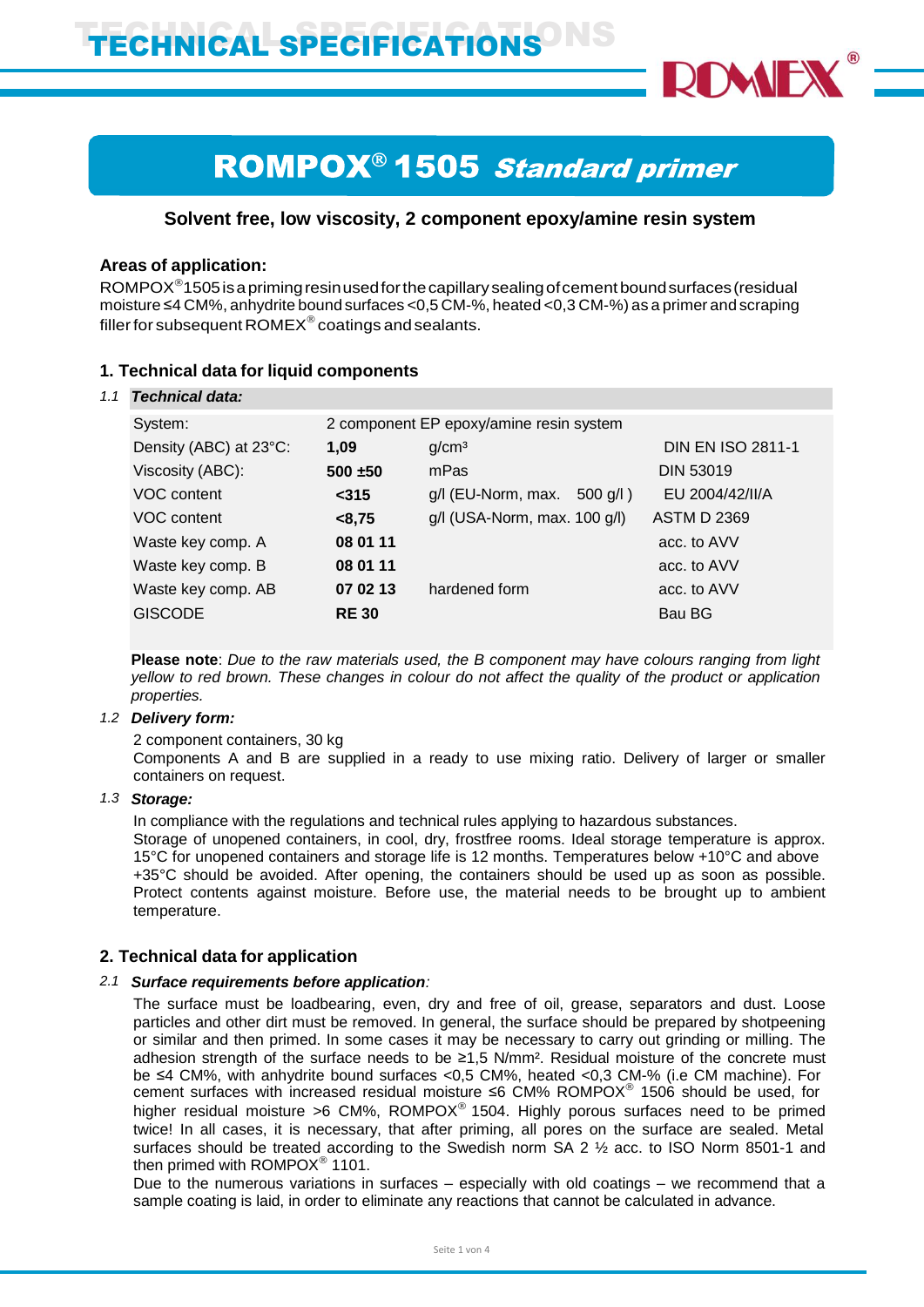# TECHNICAL SPECIFICATIONS

# ROMPOX® 1505 *Standard primer*

**Solvent free, low viscosity, 2 component epoxy/amine resin system**

### Areas of application:

ROMPOX® 1505 is a priming resin used for the capillary sealing of cement bound surfaces (residual moisture ≤4 CM%, anhydrite bound surfaces <0,5 CM-%, heated <0,3 CM-%) as a primer and scraping filler for subsequent ROMEX® coatings and sealants.

## 1. Technical data for liquid components

*1.1* ***Technical data:***

| | | | |
|---|---|---|---|
| System: | 2 component EP epoxy/amine resin system | | |
| Density (ABC) at 23°C: | **1,09** | g/cm³ | DIN EN ISO 2811-1 |
| Viscosity (ABC): | **500 ±50** | mPas | DIN 53019 |
| VOC content | **<315** | g/l (EU-Norm, max. 500 g/l ) | EU 2004/42/II/A |
| VOC content | **<8,75** | g/l (USA-Norm, max. 100 g/l) | ASTM D 2369 |
| Waste key comp. A | **08 01 11** | | acc. to AVV |
| Waste key comp. B | **08 01 11** | | acc. to AVV |
| Waste key comp. AB | **07 02 13** | hardened form | acc. to AVV |
| GISCODE | **RE 30** | | Bau BG |

**Please note**: *Due to the raw materials used, the B component may have colours ranging from light yellow to red brown. These changes in colour do not affect the quality of the product or application properties.*

*1.2* ***Delivery form:***

2 component containers, 30 kg
Components A and B are supplied in a ready to use mixing ratio. Delivery of larger or smaller containers on request.

*1.3* ***Storage:***

In compliance with the regulations and technical rules applying to hazardous substances.
Storage of unopened containers, in cool, dry, frostfree rooms. Ideal storage temperature is approx. 15°C for unopened containers and storage life is 12 months. Temperatures below +10°C and above +35°C should be avoided. After opening, the containers should be used up as soon as possible. Protect contents against moisture. Before use, the material needs to be brought up to ambient temperature.

## 2. Technical data for application

*2.1* ***Surface requirements before application****:*

The surface must be loadbearing, even, dry and free of oil, grease, separators and dust. Loose particles and other dirt must be removed. In general, the surface should be prepared by shotpeening or similar and then primed. In some cases it may be necessary to carry out grinding or milling. The adhesion strength of the surface needs to be ≥1,5 N/mm². Residual moisture of the concrete must be ≤4 CM%, with anhydrite bound surfaces <0,5 CM%, heated <0,3 CM-% (i.e CM machine). For cement surfaces with increased residual moisture ≤6 CM% ROMPOX® 1506 should be used, for higher residual moisture >6 CM%, ROMPOX® 1504. Highly porous surfaces need to be primed twice! In all cases, it is necessary, that after priming, all pores on the surface are sealed. Metal surfaces should be treated according to the Swedish norm SA 2 ½ acc. to ISO Norm 8501-1 and then primed with ROMPOX® 1101.
Due to the numerous variations in surfaces – especially with old coatings – we recommend that a sample coating is laid, in order to eliminate any reactions that cannot be calculated in advance.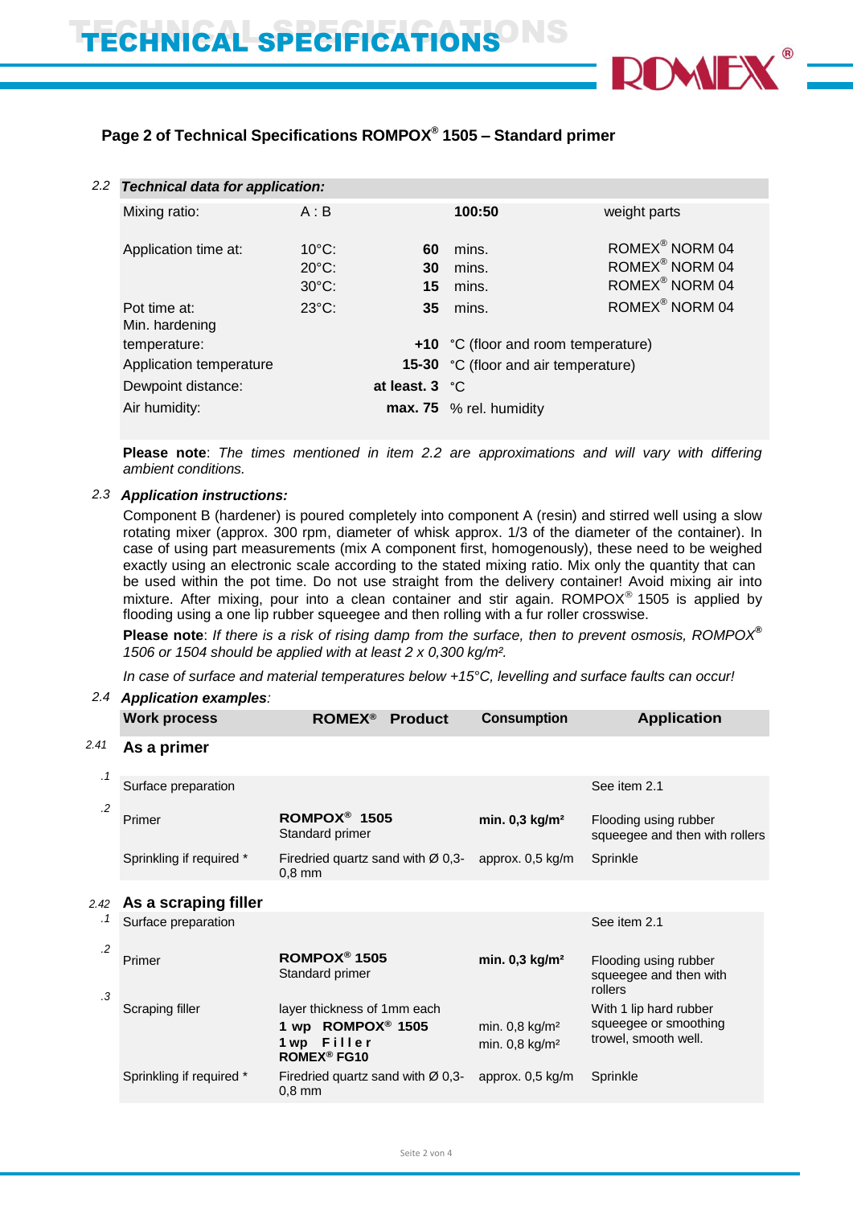## Page 2 of Technical Specifications ROMPOX® 1505 – Standard primer

### 2.2 *Technical data for application:*

| | | | | |
|---|---|---|---|---|
| Mixing ratio: | A : B | | 100:50 | weight parts |
| Application time at: | 10°C: | 60 | mins. | ROMEX® NORM 04 |
| | 20°C: | 30 | mins. | ROMEX® NORM 04 |
| | 30°C: | 15 | mins. | ROMEX® NORM 04 |
| Pot time at: | 23°C: | 35 | mins. | ROMEX® NORM 04 |
| Min. hardening temperature: | | +10 | °C (floor and room temperature) | |
| Application temperature | | 15-30 | °C (floor and air temperature) | |
| Dewpoint distance: | | at least. 3 | °C | |
| Air humidity: | | max. 75 | % rel. humidity | |

**Please note**: *The times mentioned in item 2.2 are approximations and will vary with differing ambient conditions.*

### 2.3 *Application instructions:*

Component B (hardener) is poured completely into component A (resin) and stirred well using a slow rotating mixer (approx. 300 rpm, diameter of whisk approx. 1/3 of the diameter of the container). In case of using part measurements (mix A component first, homogenously), these need to be weighed exactly using an electronic scale according to the stated mixing ratio. Mix only the quantity that can be used within the pot time. Do not use straight from the delivery container! Avoid mixing air into mixture. After mixing, pour into a clean container and stir again. ROMPOX® 1505 is applied by flooding using a one lip rubber squeegee and then rolling with a fur roller crosswise.

**Please note**: *If there is a risk of rising damp from the surface, then to prevent osmosis, ROMPOX® 1506 or 1504 should be applied with at least 2 x 0,300 kg/m².*

*In case of surface and material temperatures below +15°C, levelling and surface faults can occur!*

### 2.4 *Application examples:*

| | Work process | ROMEX® Product | Consumption | Application |
|---|---|---|---|---|
| 2.41 | **As a primer** | | | |
| .1 | Surface preparation | | | See item 2.1 |
| .2 | Primer | **ROMPOX® 1505** Standard primer | **min. 0,3 kg/m²** | Flooding using rubber squeegee and then with rollers |
| | Sprinkling if required * | Firedried quartz sand with Ø 0,3-0,8 mm | approx. 0,5 kg/m | Sprinkle |
| 2.42 | **As a scraping filler** | | | |
| .1 | Surface preparation | | | See item 2.1 |
| .2 | Primer | **ROMPOX® 1505** Standard primer | **min. 0,3 kg/m²** | Flooding using rubber squeegee and then with rollers |
| .3 | Scraping filler | layer thickness of 1mm each **1 wp ROMPOX® 1505** **1 wp Filler ROMEX® FG10** | min. 0,8 kg/m² min. 0,8 kg/m² | With 1 lip hard rubber squeegee or smoothing trowel, smooth well. |
| | Sprinkling if required * | Firedried quartz sand with Ø 0,3-0,8 mm | approx. 0,5 kg/m | Sprinkle |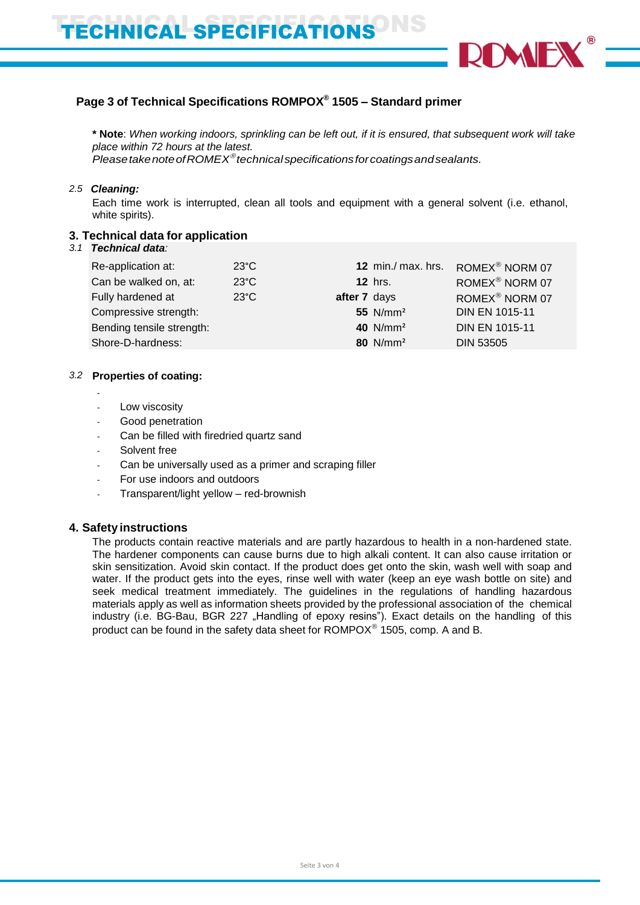**Page 3 of Technical Specifications ROMPOX® 1505 – Standard primer**

**\* Note**: *When working indoors, sprinkling can be left out, if it is ensured, that subsequent work will take place within 72 hours at the latest.*
*Please take note of ROMEX® technical specifications for coatings and sealants.*

*2.5* ***Cleaning:***

Each time work is interrupted, clean all tools and equipment with a general solvent (i.e. ethanol, white spirits).

## 3. Technical data for application

*3.1* ***Technical data**:*

| | | | | |
|---|---|---|---|---|
| Re-application at: | 23°C | **12** | min./ max. hrs. | ROMEX® NORM 07 |
| Can be walked on, at: | 23°C | **12** | hrs. | ROMEX® NORM 07 |
| Fully hardened at | 23°C | **after 7** | days | ROMEX® NORM 07 |
| Compressive strength: | | **55** | N/mm² | DIN EN 1015-11 |
| Bending tensile strength: | | **40** | N/mm² | DIN EN 1015-11 |
| Shore-D-hardness: | | **80** | N/mm² | DIN 53505 |

*3.2* **Properties of coating:**

- 
- Low viscosity
- Good penetration
- Can be filled with firedried quartz sand
- Solvent free
- Can be universally used as a primer and scraping filler
- For use indoors and outdoors
- Transparent/light yellow – red-brownish

## 4. Safety instructions

The products contain reactive materials and are partly hazardous to health in a non-hardened state. The hardener components can cause burns due to high alkali content. It can also cause irritation or skin sensitization. Avoid skin contact. If the product does get onto the skin, wash well with soap and water. If the product gets into the eyes, rinse well with water (keep an eye wash bottle on site) and seek medical treatment immediately. The guidelines in the regulations of handling hazardous materials apply as well as information sheets provided by the professional association of the chemical industry (i.e. BG-Bau, BGR 227 „Handling of epoxy resins"). Exact details on the handling of this product can be found in the safety data sheet for ROMPOX® 1505, comp. A and B.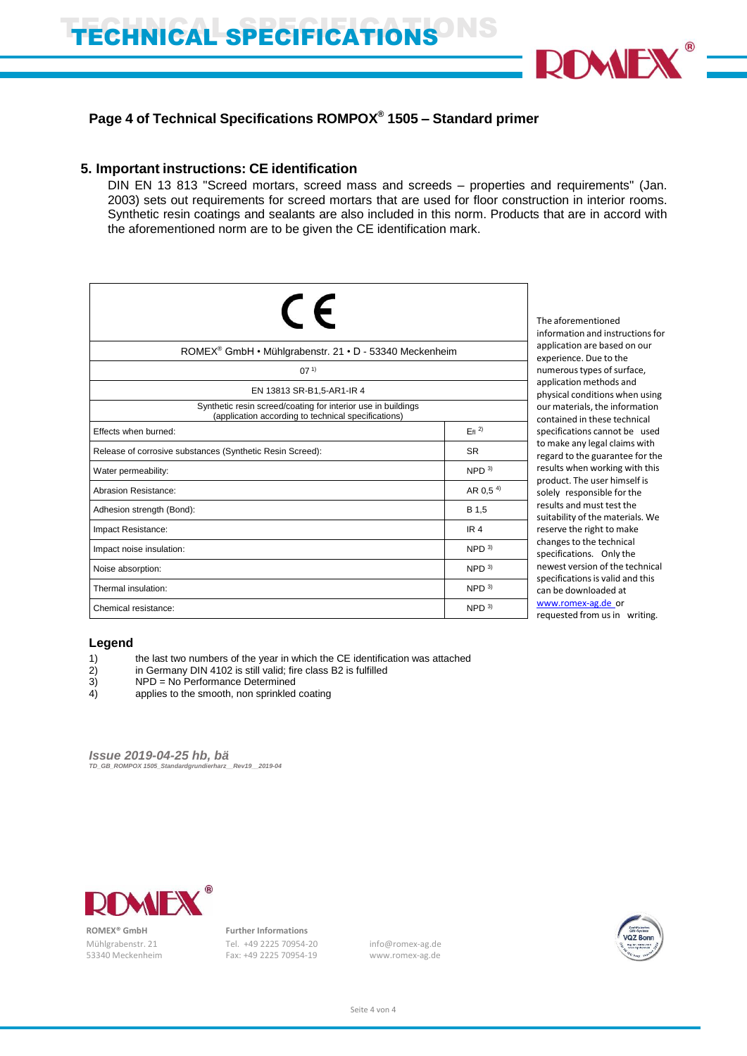## Page 4 of Technical Specifications ROMPOX® 1505 – Standard primer

## 5. Important instructions: CE identification

DIN EN 13 813 "Screed mortars, screed mass and screeds – properties and requirements" (Jan. 2003) sets out requirements for screed mortars that are used for floor construction in interior rooms. Synthetic resin coatings and sealants are also included in this norm. Products that are in accord with the aforementioned norm are to be given the CE identification mark.

| CE | |
|---|---|
| ROMEX® GmbH • Mühlgrabenstr. 21 • D - 53340 Meckenheim | |
| 07 [1] | |
| EN 13813 SR-B1,5-AR1-IR 4 | |
| Synthetic resin screed/coating for interior use in buildings (application according to technical specifications) | |
| Effects when burned: | $E_{fl}$ [2] |
| Release of corrosive substances (Synthetic Resin Screed): | SR |
| Water permeability: | NPD [3] |
| Abrasion Resistance: | AR 0,5 [4] |
| Adhesion strength (Bond): | B 1,5 |
| Impact Resistance: | IR 4 |
| Impact noise insulation: | NPD [3] |
| Noise absorption: | NPD [3] |
| Thermal insulation: | NPD [3] |
| Chemical resistance: | NPD [3] |

The aforementioned information and instructions for application are based on our experience. Due to the numerous types of surface, application methods and physical conditions when using our materials, the information contained in these technical specifications cannot be used to make any legal claims with regard to the guarantee for the results when working with this product. The user himself is solely responsible for the results and must test the suitability of the materials. We reserve the right to make changes to the technical specifications. Only the newest version of the technical specifications is valid and this can be downloaded at www.romex-ag.de or requested from us in writing.

### Legend

1) the last two numbers of the year in which the CE identification was attached
2) in Germany DIN 4102 is still valid; fire class B2 is fulfilled
3) NPD = No Performance Determined
4) applies to the smooth, non sprinkled coating

***Issue 2019-04-25 hb, bä***
*TD_GB_ROMPOX 1505_Standardgrundierharz__Rev19__2019-04*

**ROMEX® GmbH**
Mühlgrabenstr. 21
53340 Meckenheim

**Further Informations**
Tel. +49 2225 70954-20
Fax: +49 2225 70954-19

info@romex-ag.de
www.romex-ag.de